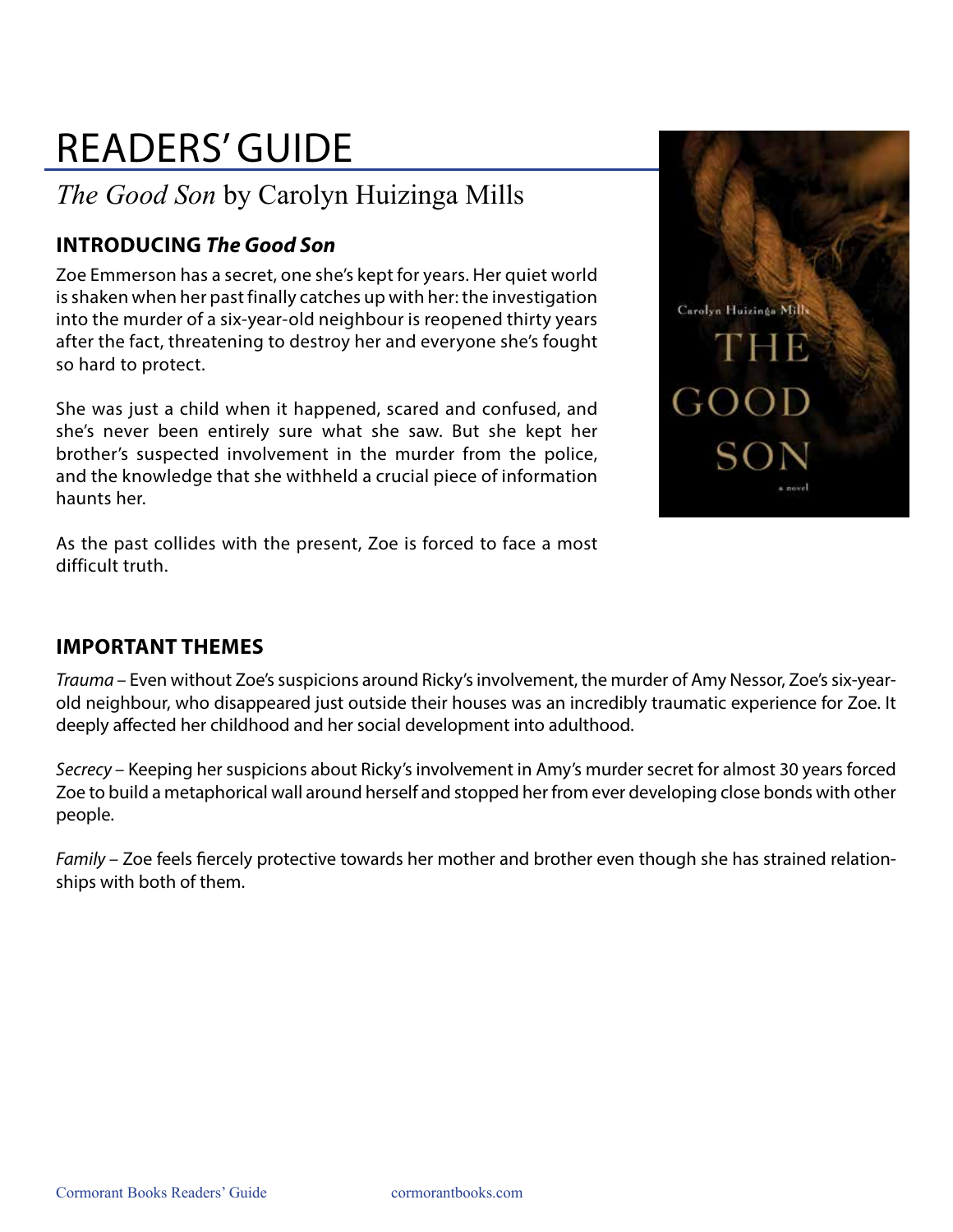# READERS' GUIDE

## *The Good Son* by Carolyn Huizinga Mills

### INTRODUCING *The Good Son*

Zoe Emmerson has a secret, one she's kept for years. Her quiet world is shaken when her past finally catches up with her: the investigation into the murder of a six-year-old neighbour is reopened thirty years after the fact, threatening to destroy her and everyone she's fought so hard to protect.

She was just a child when it happened, scared and confused, and she's never been entirely sure what she saw. But she kept her brother's suspected involvement in the murder from the police, and the knowledge that she withheld a crucial piece of information haunts her.

As the past collides with the present, Zoe is forced to face a most difficult truth.

### IMPORTANT THEMES

*Trauma* – Even without Zoe's suspicions around Ricky's involvement, the murder of Amy Nessor, Zoe's six-year-old neighbour, who disappeared just outside their houses was an incredibly traumatic experience for Zoe. It deeply affected her childhood and her social development into adulthood.

*Secrecy* – Keeping her suspicions about Ricky's involvement in Amy's murder secret for almost 30 years forced Zoe to build a metaphorical wall around herself and stopped her from ever developing close bonds with other people.

*Family* – Zoe feels fiercely protective towards her mother and brother even though she has strained relationships with both of them.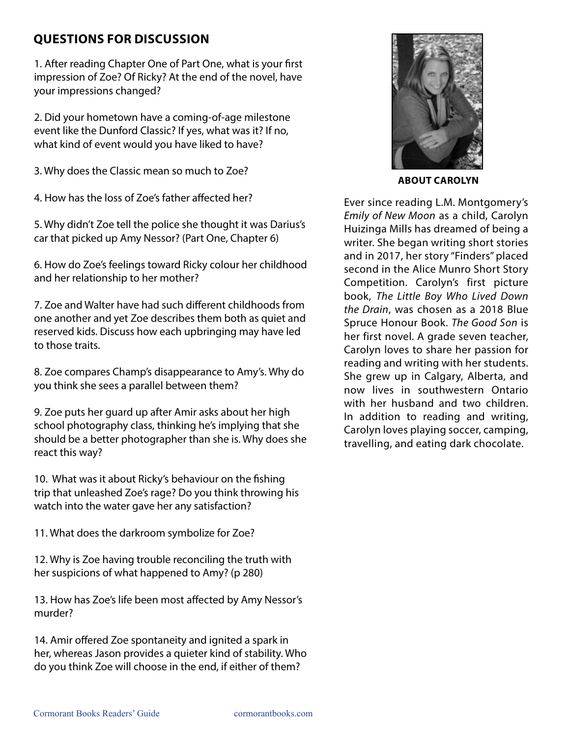## QUESTIONS FOR DISCUSSION

1. After reading Chapter One of Part One, what is your first impression of Zoe? Of Ricky? At the end of the novel, have your impressions changed?

2. Did your hometown have a coming-of-age milestone event like the Dunford Classic? If yes, what was it? If no, what kind of event would you have liked to have?

3. Why does the Classic mean so much to Zoe?

4. How has the loss of Zoe's father affected her?

5. Why didn't Zoe tell the police she thought it was Darius's car that picked up Amy Nessor? (Part One, Chapter 6)

6. How do Zoe's feelings toward Ricky colour her childhood and her relationship to her mother?

7. Zoe and Walter have had such different childhoods from one another and yet Zoe describes them both as quiet and reserved kids. Discuss how each upbringing may have led to those traits.

8. Zoe compares Champ's disappearance to Amy's. Why do you think she sees a parallel between them?

9. Zoe puts her guard up after Amir asks about her high school photography class, thinking he's implying that she should be a better photographer than she is. Why does she react this way?

10. What was it about Ricky's behaviour on the fishing trip that unleashed Zoe's rage? Do you think throwing his watch into the water gave her any satisfaction?

11. What does the darkroom symbolize for Zoe?

12. Why is Zoe having trouble reconciling the truth with her suspicions of what happened to Amy? (p 280)

13. How has Zoe's life been most affected by Amy Nessor's murder?

14. Amir offered Zoe spontaneity and ignited a spark in her, whereas Jason provides a quieter kind of stability. Who do you think Zoe will choose in the end, if either of them?

**ABOUT CAROLYN**

Ever since reading L.M. Montgomery's *Emily of New Moon* as a child, Carolyn Huizinga Mills has dreamed of being a writer. She began writing short stories and in 2017, her story "Finders" placed second in the Alice Munro Short Story Competition. Carolyn's first picture book, *The Little Boy Who Lived Down the Drain*, was chosen as a 2018 Blue Spruce Honour Book. *The Good Son* is her first novel. A grade seven teacher, Carolyn loves to share her passion for reading and writing with her students. She grew up in Calgary, Alberta, and now lives in southwestern Ontario with her husband and two children. In addition to reading and writing, Carolyn loves playing soccer, camping, travelling, and eating dark chocolate.